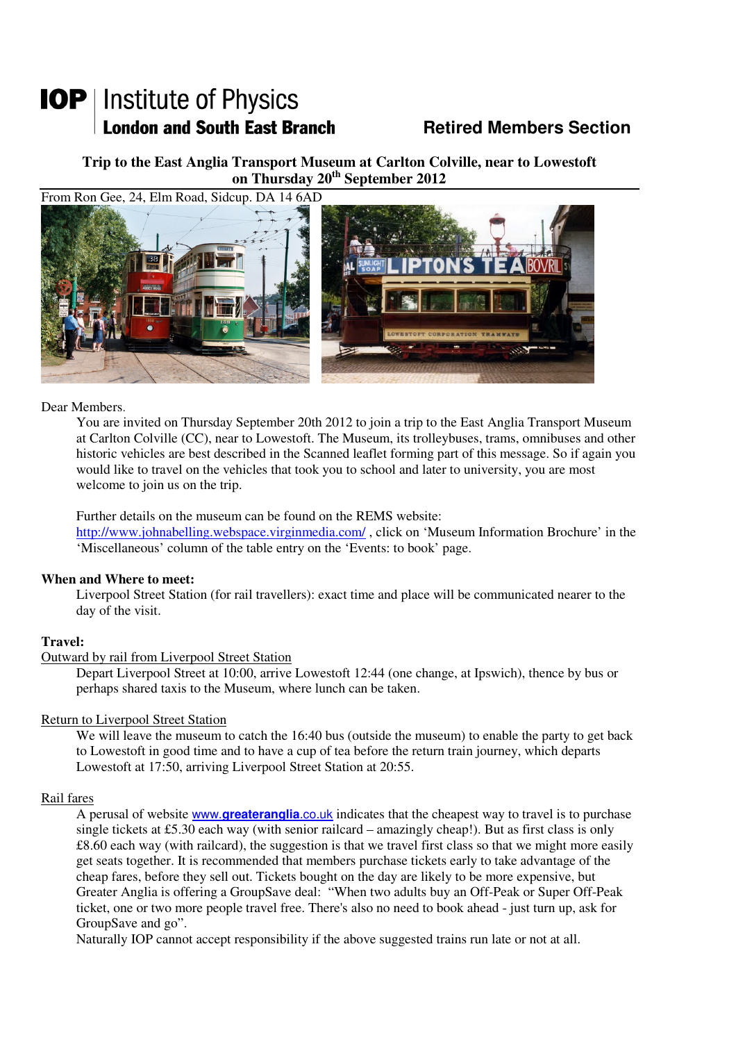**IOP** | Institute of Physics
**London and South East Branch** — **Retired Members Section**

**Trip to the East Anglia Transport Museum at Carlton Colville, near to Lowestoft on Thursday 20th September 2012**

From Ron Gee, 24, Elm Road, Sidcup. DA 14 6AD

Dear Members.

You are invited on Thursday September 20th 2012 to join a trip to the East Anglia Transport Museum at Carlton Colville (CC), near to Lowestoft. The Museum, its trolleybuses, trams, omnibuses and other historic vehicles are best described in the Scanned leaflet forming part of this message. So if again you would like to travel on the vehicles that took you to school and later to university, you are most welcome to join us on the trip.

Further details on the museum can be found on the REMS website: http://www.johnabelling.webspace.virginmedia.com/ , click on 'Museum Information Brochure' in the 'Miscellaneous' column of the table entry on the 'Events: to book' page.

**When and Where to meet:**

Liverpool Street Station (for rail travellers): exact time and place will be communicated nearer to the day of the visit.

**Travel:**

Outward by rail from Liverpool Street Station

Depart Liverpool Street at 10:00, arrive Lowestoft 12:44 (one change, at Ipswich), thence by bus or perhaps shared taxis to the Museum, where lunch can be taken.

Return to Liverpool Street Station

We will leave the museum to catch the 16:40 bus (outside the museum) to enable the party to get back to Lowestoft in good time and to have a cup of tea before the return train journey, which departs Lowestoft at 17:50, arriving Liverpool Street Station at 20:55.

Rail fares

A perusal of website www.greateranglia.co.uk indicates that the cheapest way to travel is to purchase single tickets at £5.30 each way (with senior railcard – amazingly cheap!). But as first class is only £8.60 each way (with railcard), the suggestion is that we travel first class so that we might more easily get seats together. It is recommended that members purchase tickets early to take advantage of the cheap fares, before they sell out. Tickets bought on the day are likely to be more expensive, but Greater Anglia is offering a GroupSave deal: "When two adults buy an Off-Peak or Super Off-Peak ticket, one or two more people travel free. There's also no need to book ahead - just turn up, ask for GroupSave and go".

Naturally IOP cannot accept responsibility if the above suggested trains run late or not at all.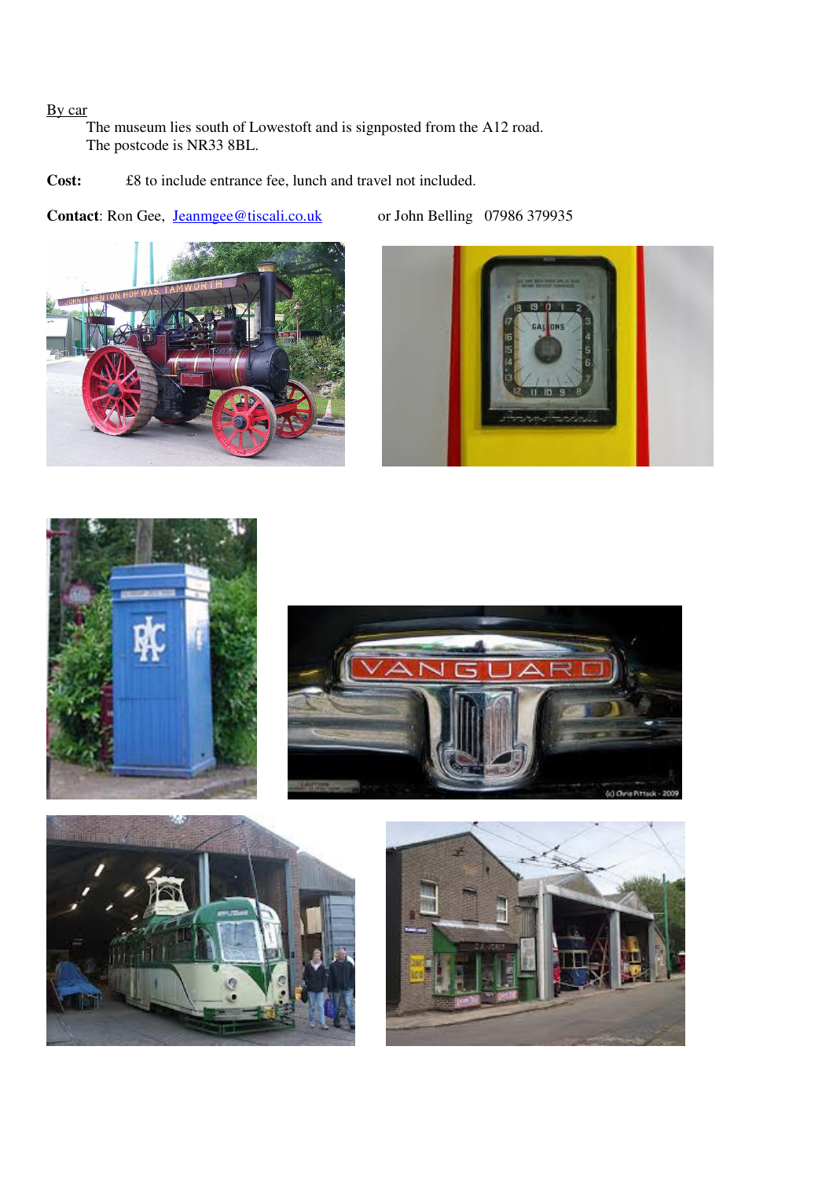By car

The museum lies south of Lowestoft and is signposted from the A12 road.
The postcode is NR33 8BL.

**Cost:** £8 to include entrance fee, lunch and travel not included.

**Contact**: Ron Gee, Jeanmgee@tiscali.co.uk or John Belling 07986 379935